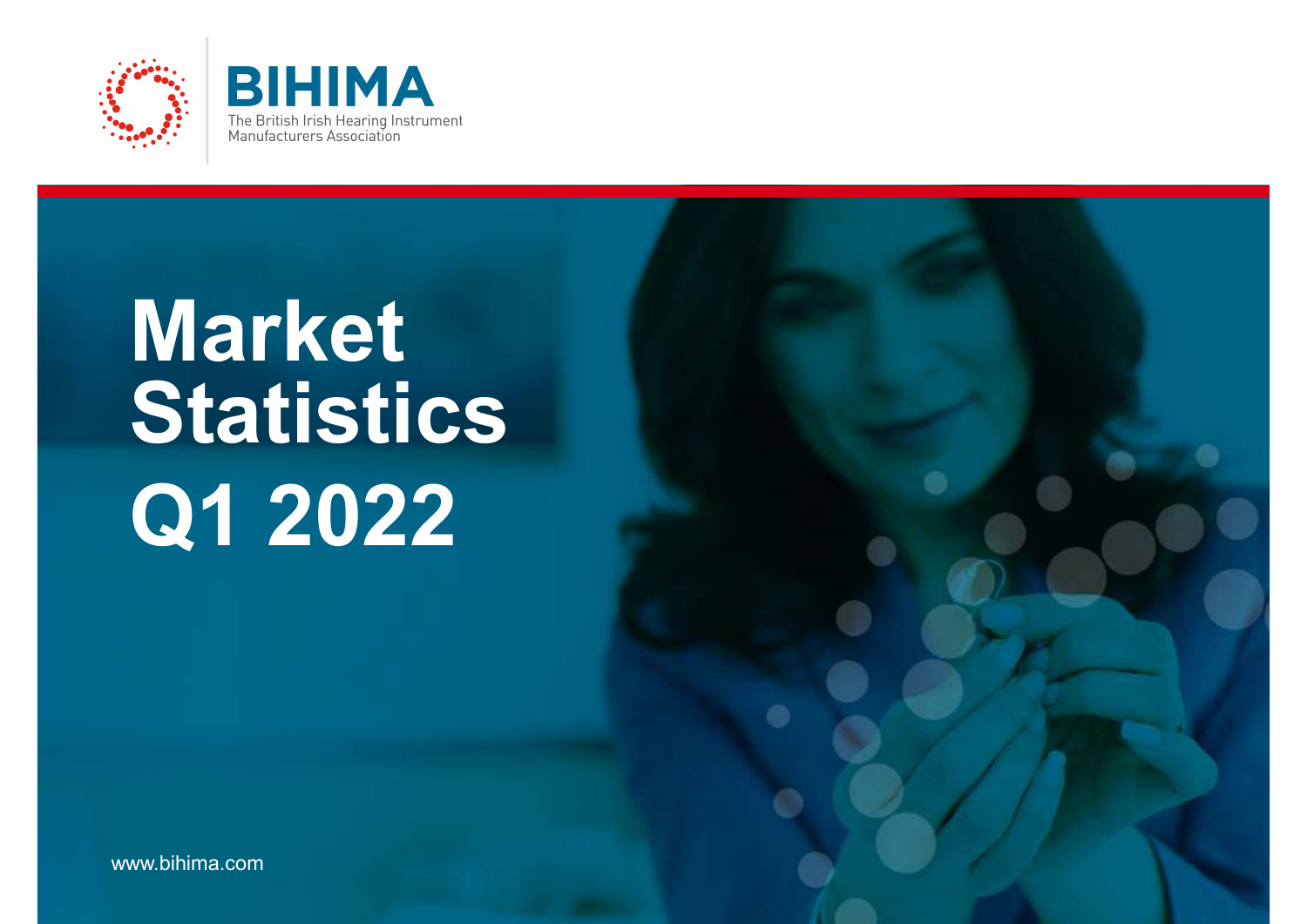BIHIMA

The British Irish Hearing Instrument Manufacturers Association

# Market Statistics Q1 2022

www.bihima.com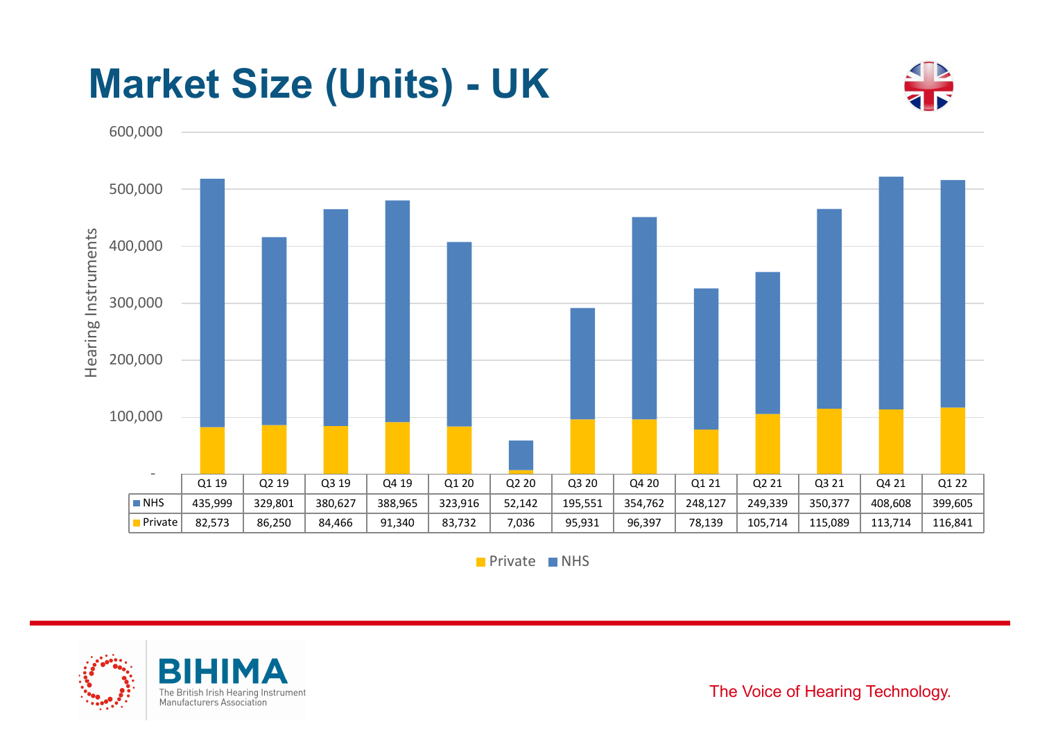# Market Size (Units) - UK

| | Q1 19 | Q2 19 | Q3 19 | Q4 19 | Q1 20 | Q2 20 | Q3 20 | Q4 20 | Q1 21 | Q2 21 | Q3 21 | Q4 21 | Q1 22 |
|---|---|---|---|---|---|---|---|---|---|---|---|---|---|
| NHS | 435,999 | 329,801 | 380,627 | 388,965 | 323,916 | 52,142 | 195,551 | 354,762 | 248,127 | 249,339 | 350,377 | 408,608 | 399,605 |
| Private | 82,573 | 86,250 | 84,466 | 91,340 | 83,732 | 7,036 | 95,931 | 96,397 | 78,139 | 105,714 | 115,089 | 113,714 | 116,841 |

Hearing Instruments

Private · NHS

BIHIMA
The British Irish Hearing Instrument Manufacturers Association

The Voice of Hearing Technology.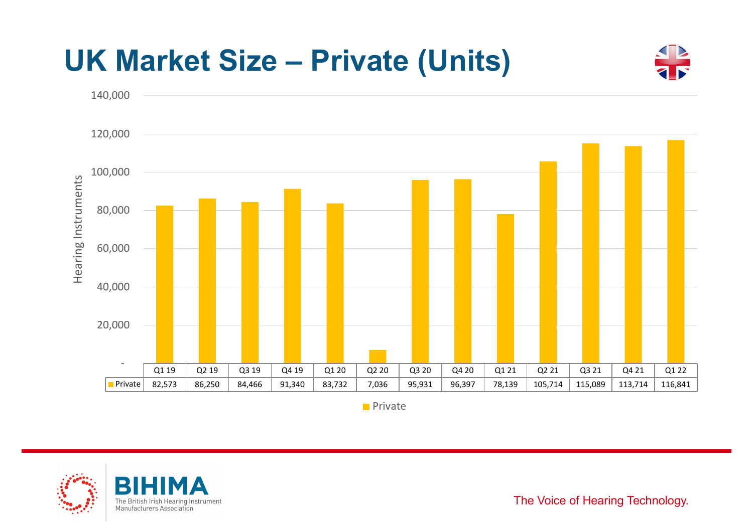# UK Market Size – Private (Units)

| | Q1 19 | Q2 19 | Q3 19 | Q4 19 | Q1 20 | Q2 20 | Q3 20 | Q4 20 | Q1 21 | Q2 21 | Q3 21 | Q4 21 | Q1 22 |
|---|---|---|---|---|---|---|---|---|---|---|---|---|---|
| Private | 82,573 | 86,250 | 84,466 | 91,340 | 83,732 | 7,036 | 95,931 | 96,397 | 78,139 | 105,714 | 115,089 | 113,714 | 116,841 |

BIHIMA
The British Irish Hearing Instrument Manufacturers Association

The Voice of Hearing Technology.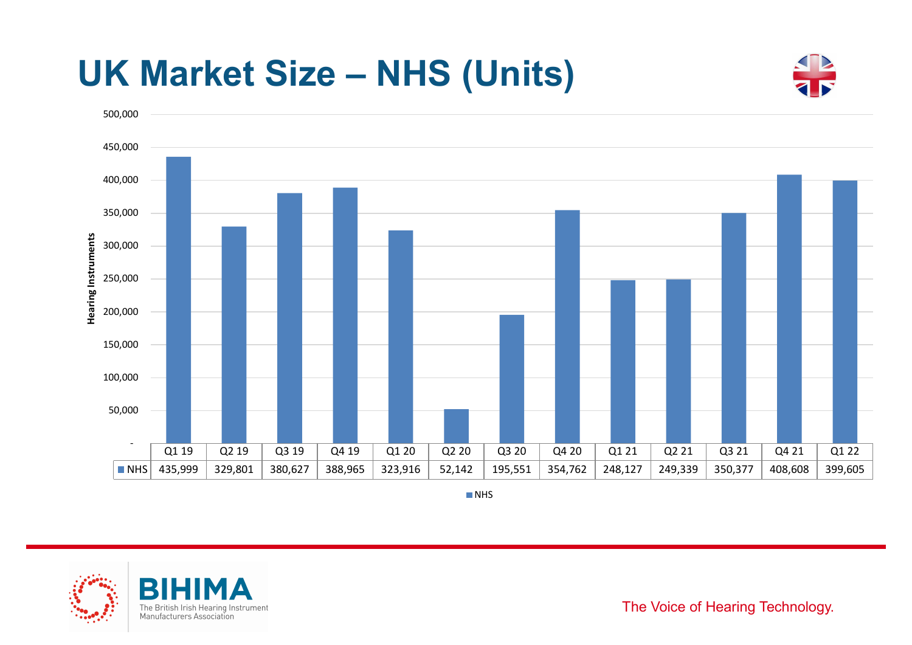# UK Market Size – NHS (Units)

| | Q1 19 | Q2 19 | Q3 19 | Q4 19 | Q1 20 | Q2 20 | Q3 20 | Q4 20 | Q1 21 | Q2 21 | Q3 21 | Q4 21 | Q1 22 |
|---|---|---|---|---|---|---|---|---|---|---|---|---|---|
| NHS | 435,999 | 329,801 | 380,627 | 388,965 | 323,916 | 52,142 | 195,551 | 354,762 | 248,127 | 249,339 | 350,377 | 408,608 | 399,605 |

BIHIMA
The British Irish Hearing Instrument Manufacturers Association

The Voice of Hearing Technology.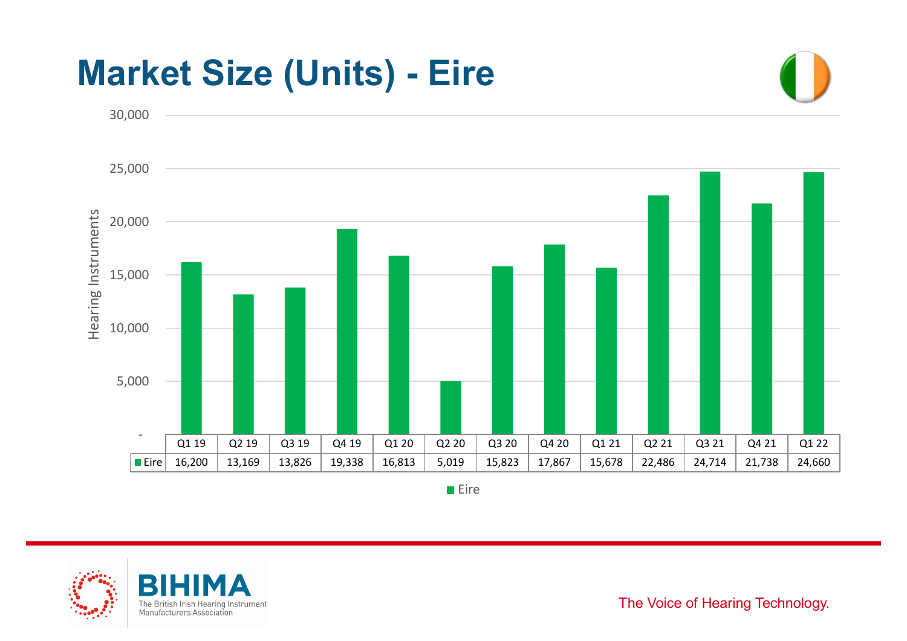# Market Size (Units) - Eire

| | Q1 19 | Q2 19 | Q3 19 | Q4 19 | Q1 20 | Q2 20 | Q3 20 | Q4 20 | Q1 21 | Q2 21 | Q3 21 | Q4 21 | Q1 22 |
|---|---|---|---|---|---|---|---|---|---|---|---|---|---|
| Eire | 16,200 | 13,169 | 13,826 | 19,338 | 16,813 | 5,019 | 15,823 | 17,867 | 15,678 | 22,486 | 24,714 | 21,738 | 24,660 |

BIHIMA
The British Irish Hearing Instrument Manufacturers Association

The Voice of Hearing Technology.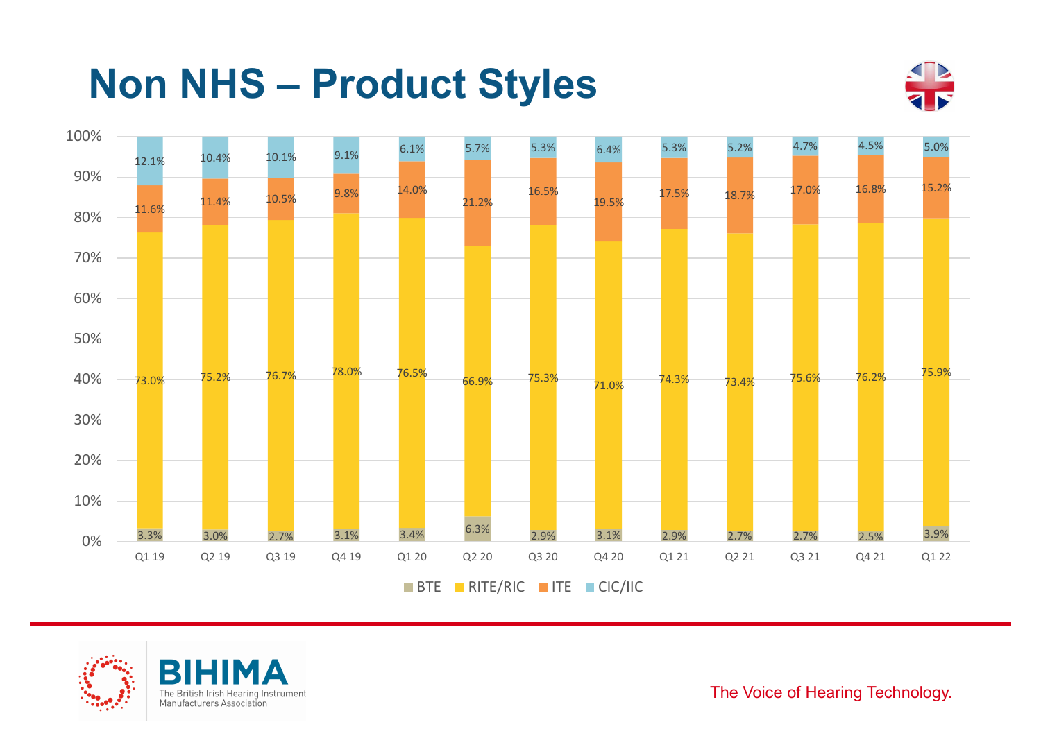# Non NHS – Product Styles

| | Q1 19 | Q2 19 | Q3 19 | Q4 19 | Q1 20 | Q2 20 | Q3 20 | Q4 20 | Q1 21 | Q2 21 | Q3 21 | Q4 21 | Q1 22 |
|---|---|---|---|---|---|---|---|---|---|---|---|---|---|
| CIC/IIC | 12.1% | 10.4% | 10.1% | 9.1% | 6.1% | 5.7% | 5.3% | 6.4% | 5.3% | 5.2% | 4.7% | 4.5% | 5.0% |
| ITE | 11.6% | 11.4% | 10.5% | 9.8% | 14.0% | 21.2% | 16.5% | 19.5% | 17.5% | 18.7% | 17.0% | 16.8% | 15.2% |
| RITE/RIC | 73.0% | 75.2% | 76.7% | 78.0% | 76.5% | 66.9% | 75.3% | 71.0% | 74.3% | 73.4% | 75.6% | 76.2% | 75.9% |
| BTE | 3.3% | 3.0% | 2.7% | 3.1% | 3.4% | 6.3% | 2.9% | 3.1% | 2.9% | 2.7% | 2.7% | 2.5% | 3.9% |

BIHIMA
The British Irish Hearing Instrument Manufacturers Association

The Voice of Hearing Technology.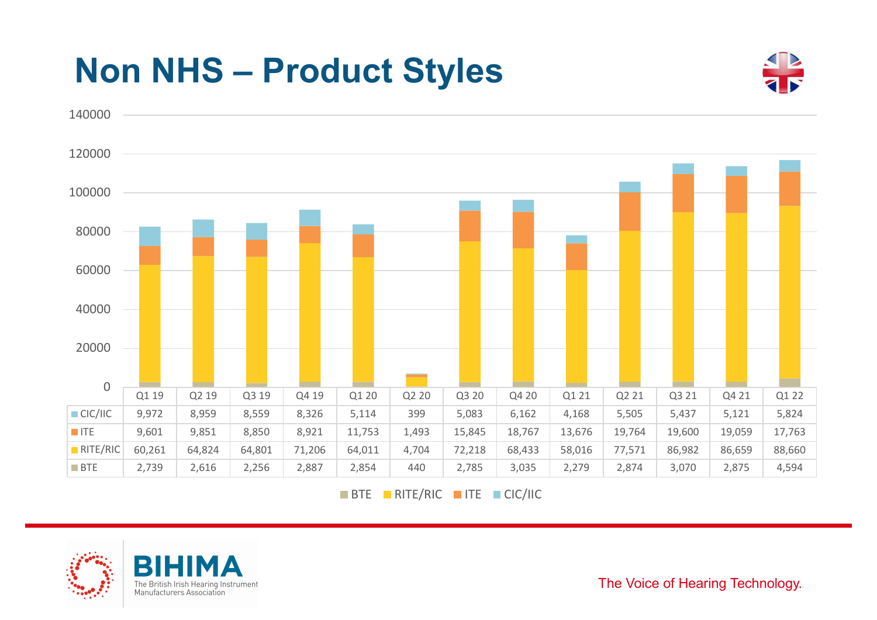# Non NHS – Product Styles

| | Q1 19 | Q2 19 | Q3 19 | Q4 19 | Q1 20 | Q2 20 | Q3 20 | Q4 20 | Q1 21 | Q2 21 | Q3 21 | Q4 21 | Q1 22 |
|---|---|---|---|---|---|---|---|---|---|---|---|---|---|
| CIC/IIC | 9,972 | 8,959 | 8,559 | 8,326 | 5,114 | 399 | 5,083 | 6,162 | 4,168 | 5,505 | 5,437 | 5,121 | 5,824 |
| ITE | 9,601 | 9,851 | 8,850 | 8,921 | 11,753 | 1,493 | 15,845 | 18,767 | 13,676 | 19,764 | 19,600 | 19,059 | 17,763 |
| RITE/RIC | 60,261 | 64,824 | 64,801 | 71,206 | 64,011 | 4,704 | 72,218 | 68,433 | 58,016 | 77,571 | 86,982 | 86,659 | 88,660 |
| BTE | 2,739 | 2,616 | 2,256 | 2,887 | 2,854 | 440 | 2,785 | 3,035 | 2,279 | 2,874 | 3,070 | 2,875 | 4,594 |

BIHIMA
The British Irish Hearing Instrument Manufacturers Association

The Voice of Hearing Technology.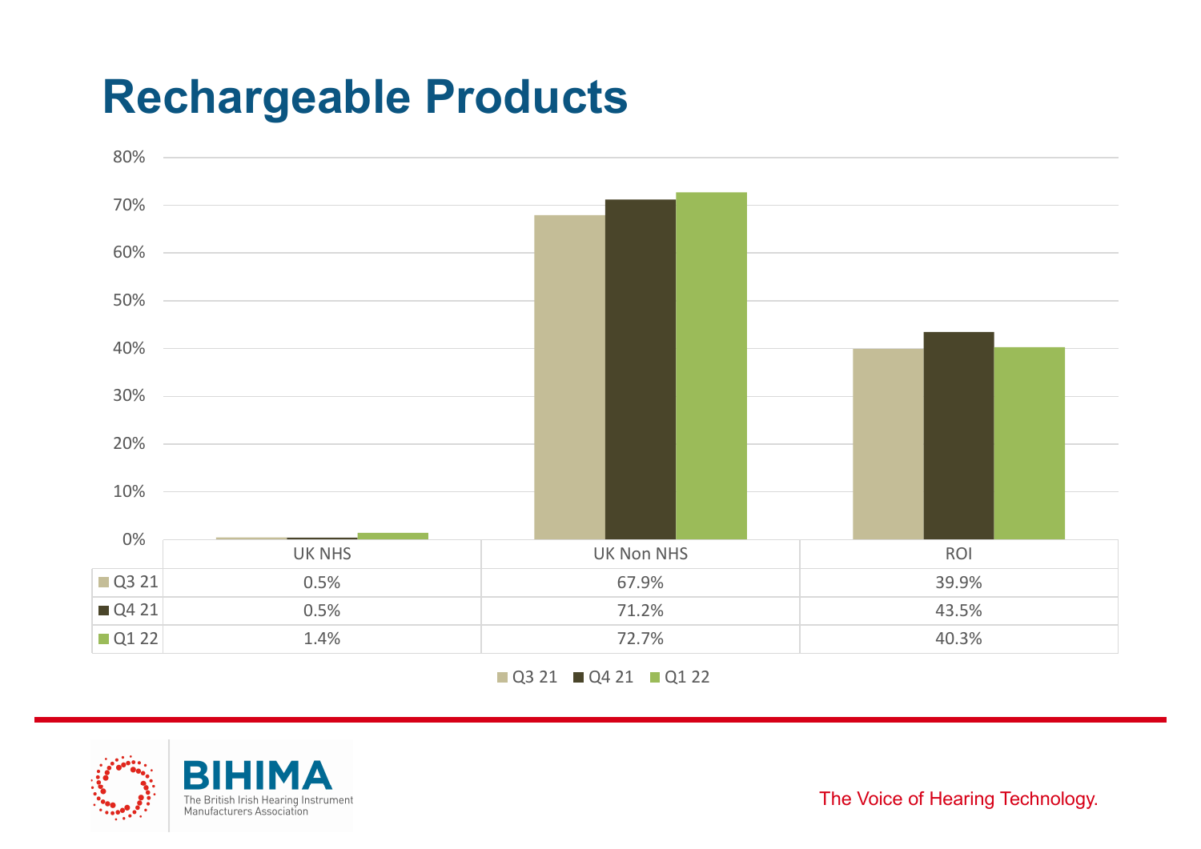# Rechargeable Products

| | UK NHS | UK Non NHS | ROI |
|---|---|---|---|
| Q3 21 | 0.5% | 67.9% | 39.9% |
| Q4 21 | 0.5% | 71.2% | 43.5% |
| Q1 22 | 1.4% | 72.7% | 40.3% |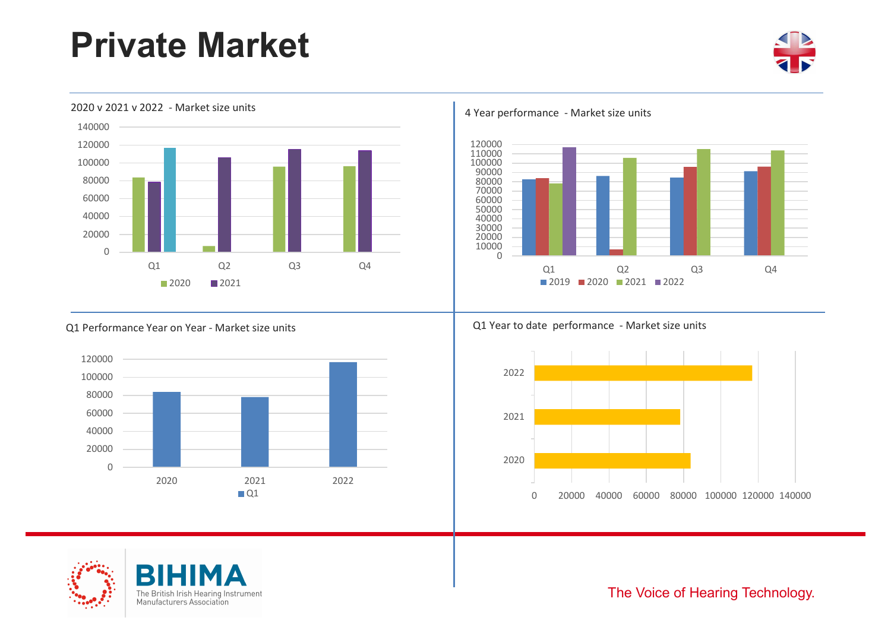# Private Market

2020 v 2021 v 2022 - Market size units

4 Year performance - Market size units

Q1 Performance Year on Year - Market size units

Q1 Year to date performance - Market size units

The Voice of Hearing Technology.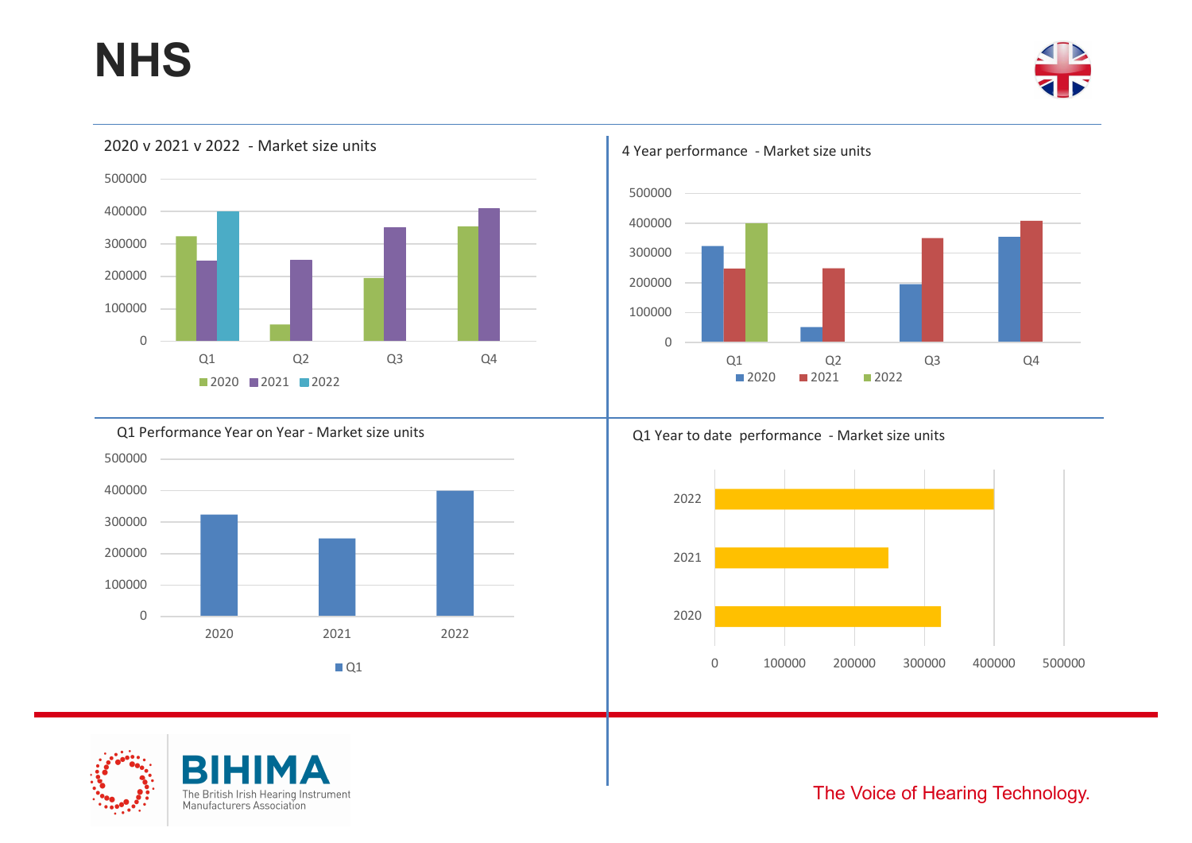# NHS

### 2020 v 2021 v 2022 - Market size units

| | 2020 | 2021 | 2022 |
|---|---|---|---|
| Q1 | ~325000 | ~250000 | ~400000 |
| Q2 | ~50000 | ~250000 | |
| Q3 | ~195000 | ~350000 | |
| Q4 | ~355000 | ~410000 | |

### 4 Year performance - Market size units

| | 2020 | 2021 | 2022 |
|---|---|---|---|
| Q1 | ~325000 | ~250000 | ~400000 |
| Q2 | ~50000 | ~250000 | |
| Q3 | ~195000 | ~350000 | |
| Q4 | ~355000 | ~410000 | |

### Q1 Performance Year on Year - Market size units

| | Q1 |
|---|---|
| 2020 | ~325000 |
| 2021 | ~250000 |
| 2022 | ~400000 |

### Q1 Year to date performance - Market size units

| | Units |
|---|---|
| 2022 | ~400000 |
| 2021 | ~250000 |
| 2020 | ~325000 |

BIHIMA
The British Irish Hearing Instrument Manufacturers Association

The Voice of Hearing Technology.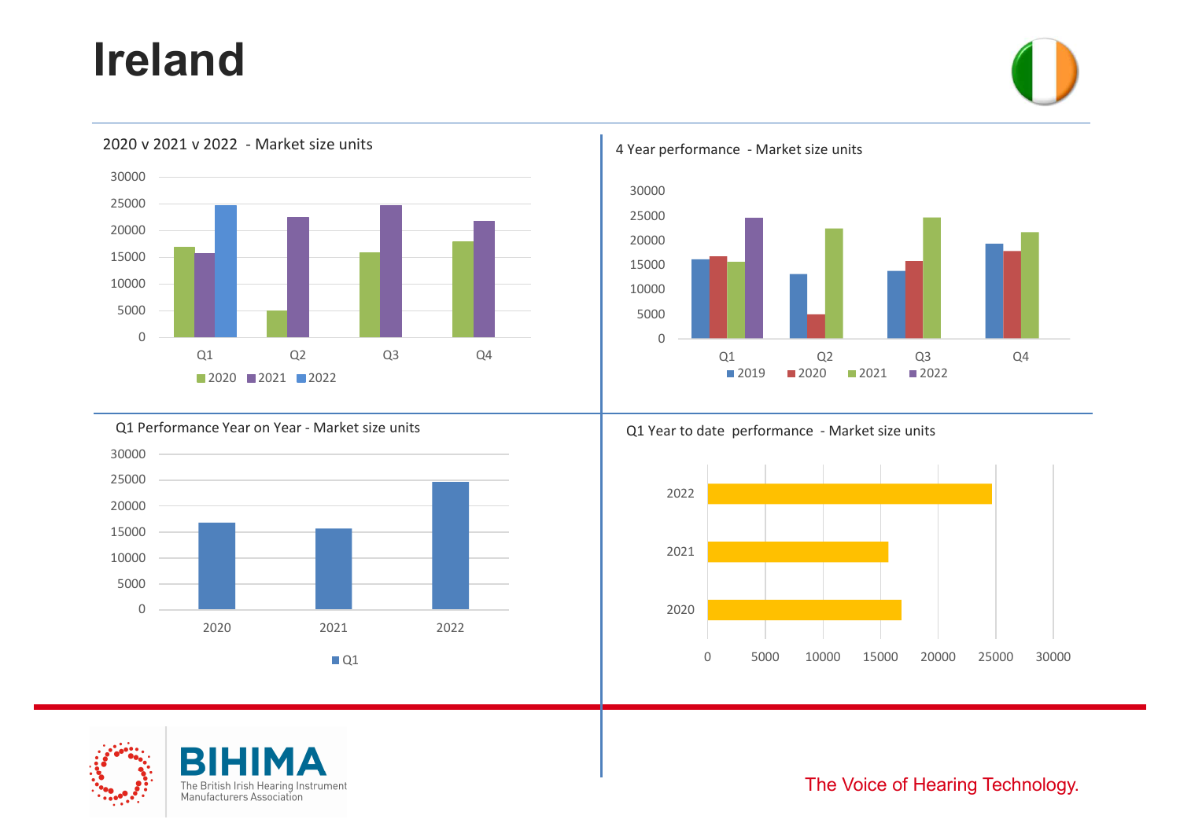# Ireland

2020 v 2021 v 2022 - Market size units

30000
25000
20000
15000
10000
5000
0

Q1 Q2 Q3 Q4

2020 2021 2022

4 Year performance - Market size units

30000
25000
20000
15000
10000
5000
0

Q1 Q2 Q3 Q4

2019 2020 2021 2022

Q1 Performance Year on Year - Market size units

30000
25000
20000
15000
10000
5000
0

2020 2021 2022

Q1

Q1 Year to date performance - Market size units

2022
2021
2020

0 5000 10000 15000 20000 25000 30000

BIHIMA

The British Irish Hearing Instrument Manufacturers Association

The Voice of Hearing Technology.